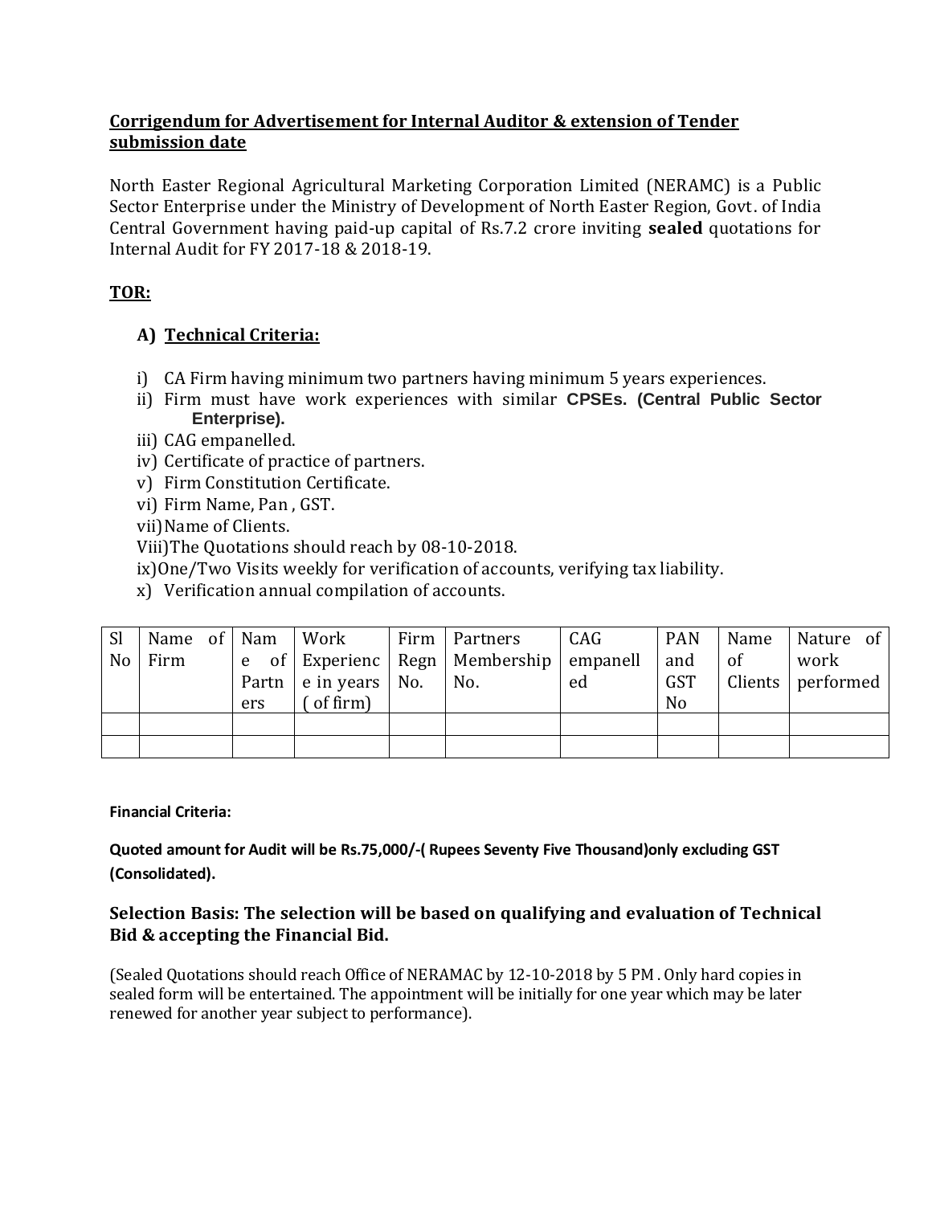**<u>Corrigendum for Advertisement for Internal Auditor & extension of Tender submission date</u>**

North Easter Regional Agricultural Marketing Corporation Limited (NERAMC) is a Public Sector Enterprise under the Ministry of Development of North Easter Region, Govt. of India Central Government having paid-up capital of Rs.7.2 crore inviting **sealed** quotations for Internal Audit for FY 2017-18 & 2018-19.

**<u>TOR:</u>**

**A) <u>Technical Criteria:</u>**

i) CA Firm having minimum two partners having minimum 5 years experiences.
ii) Firm must have work experiences with similar **CPSEs. (Central Public Sector Enterprise).**
iii) CAG empanelled.
iv) Certificate of practice of partners.
v) Firm Constitution Certificate.
vi) Firm Name, Pan , GST.
vii) Name of Clients.
Viii) The Quotations should reach by 08-10-2018.
ix) One/Two Visits weekly for verification of accounts, verifying tax liability.
x) Verification annual compilation of accounts.

| Sl No | Name of Firm | Name of Partners | Work Experience in years ( of firm) | Firm Regn No. | Partners Membership No. | CAG empanelled | PAN and GST No | Name of Clients | Nature of work performed |
|---|---|---|---|---|---|---|---|---|---|
| | | | | | | | | | |
| | | | | | | | | | |

**Financial Criteria:**

**Quoted amount for Audit will be Rs.75,000/-( Rupees Seventy Five Thousand)only excluding GST (Consolidated).**

**Selection Basis: The selection will be based on qualifying and evaluation of Technical Bid & accepting the Financial Bid.**

(Sealed Quotations should reach Office of NERAMAC by 12-10-2018 by 5 PM . Only hard copies in sealed form will be entertained. The appointment will be initially for one year which may be later renewed for another year subject to performance).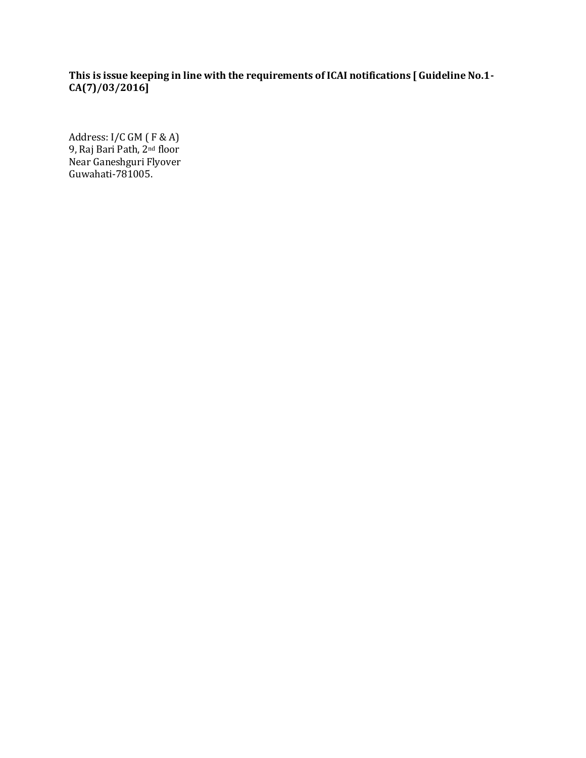**This is issue keeping in line with the requirements of ICAI notifications [ Guideline No.1-CA(7)/03/2016]**

Address: I/C GM ( F & A)
9, Raj Bari Path, 2nd floor
Near Ganeshguri Flyover
Guwahati-781005.